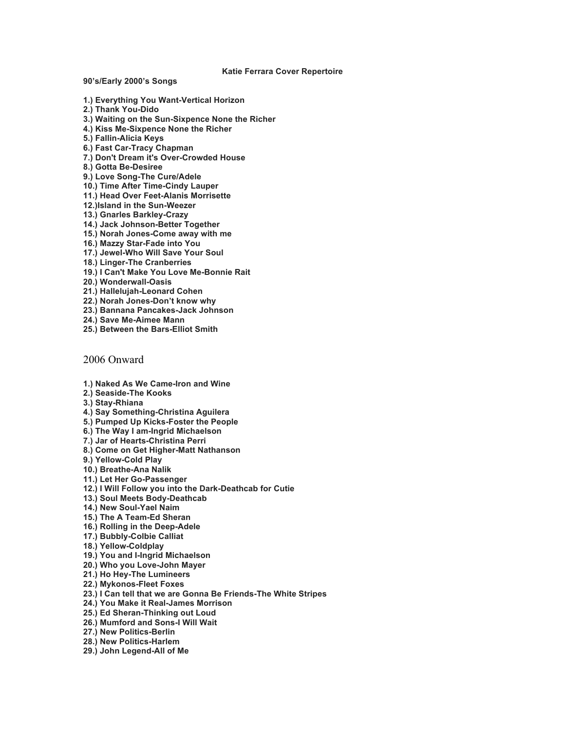# Katie Ferrara Cover Repertoire

**90's/Early 2000's Songs**

**1.) Everything You Want-Vertical Horizon**
**2.) Thank You-Dido**
**3.) Waiting on the Sun-Sixpence None the Richer**
**4.) Kiss Me-Sixpence None the Richer**
**5.) Fallin-Alicia Keys**
**6.) Fast Car-Tracy Chapman**
**7.) Don't Dream it's Over-Crowded House**
**8.) Gotta Be-Desiree**
**9.) Love Song-The Cure/Adele**
**10.) Time After Time-Cindy Lauper**
**11.) Head Over Feet-Alanis Morrisette**
**12.)Island in the Sun-Weezer**
**13.) Gnarles Barkley-Crazy**
**14.) Jack Johnson-Better Together**
**15.) Norah Jones-Come away with me**
**16.) Mazzy Star-Fade into You**
**17.) Jewel-Who Will Save Your Soul**
**18.) Linger-The Cranberries**
**19.) I Can't Make You Love Me-Bonnie Rait**
**20.) Wonderwall-Oasis**
**21.) Hallelujah-Leonard Cohen**
**22.) Norah Jones-Don't know why**
**23.) Bannana Pancakes-Jack Johnson**
**24.) Save Me-Aimee Mann**
**25.) Between the Bars-Elliot Smith**

## 2006 Onward

**1.) Naked As We Came-Iron and Wine**
**2.) Seaside-The Kooks**
**3.) Stay-Rhiana**
**4.) Say Something-Christina Aguilera**
**5.) Pumped Up Kicks-Foster the People**
**6.) The Way I am-Ingrid Michaelson**
**7.) Jar of Hearts-Christina Perri**
**8.) Come on Get Higher-Matt Nathanson**
**9.) Yellow-Cold Play**
**10.) Breathe-Ana Nalik**
**11.) Let Her Go-Passenger**
**12.) I Will Follow you into the Dark-Deathcab for Cutie**
**13.) Soul Meets Body-Deathcab**
**14.) New Soul-Yael Naim**
**15.) The A Team-Ed Sheran**
**16.) Rolling in the Deep-Adele**
**17.) Bubbly-Colbie Calliat**
**18.) Yellow-Coldplay**
**19.) You and I-Ingrid Michaelson**
**20.) Who you Love-John Mayer**
**21.) Ho Hey-The Lumineers**
**22.) Mykonos-Fleet Foxes**
**23.) I Can tell that we are Gonna Be Friends-The White Stripes**
**24.) You Make it Real-James Morrison**
**25.) Ed Sheran-Thinking out Loud**
**26.) Mumford and Sons-I Will Wait**
**27.) New Politics-Berlin**
**28.) New Politics-Harlem**
**29.) John Legend-All of Me**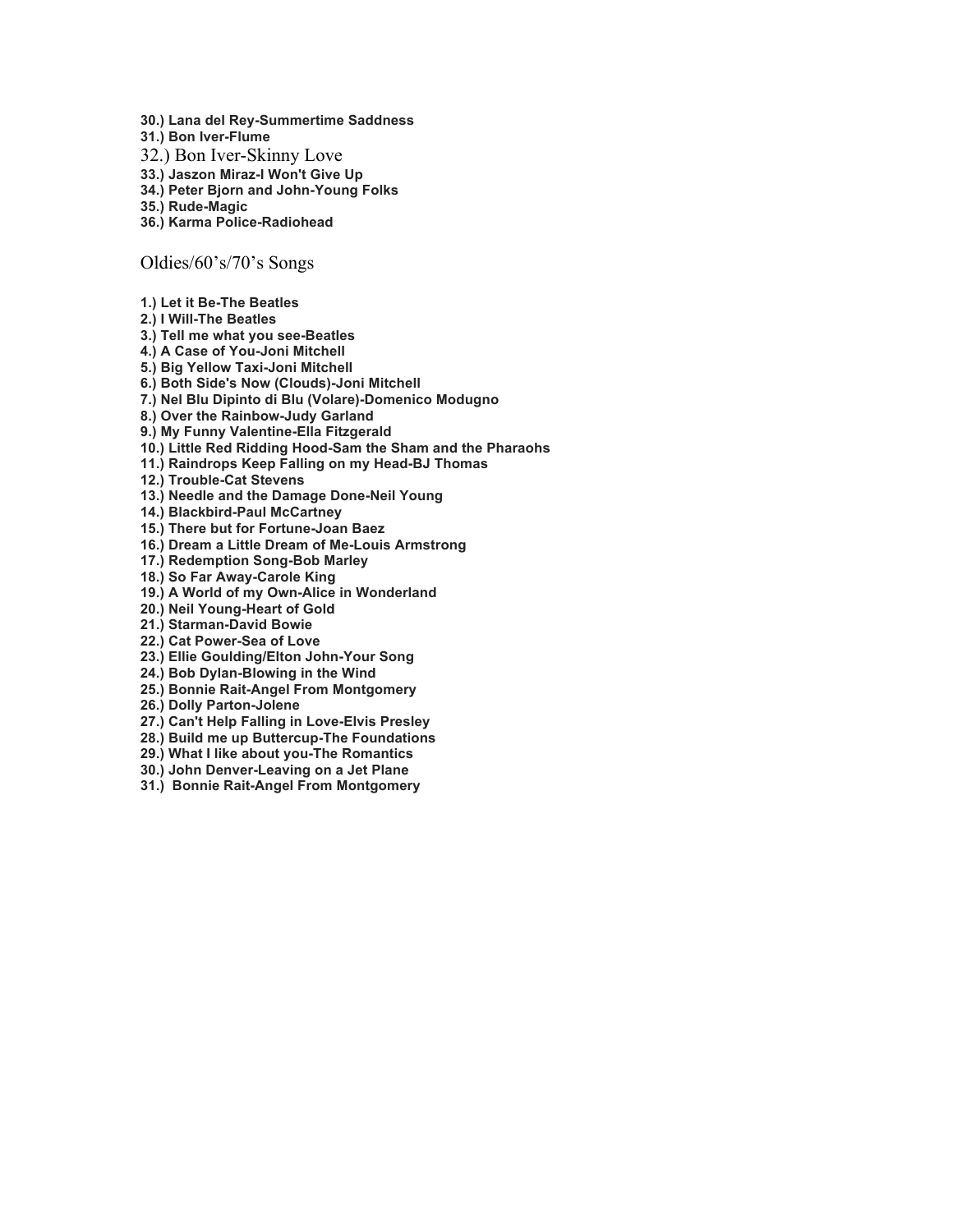**30.) Lana del Rey-Summertime Saddness**
**31.) Bon Iver-Flume**
32.) Bon Iver-Skinny Love
**33.) Jaszon Miraz-I Won't Give Up**
**34.) Peter Bjorn and John-Young Folks**
**35.) Rude-Magic**
**36.) Karma Police-Radiohead**

## Oldies/60's/70's Songs

**1.) Let it Be-The Beatles**
**2.) I Will-The Beatles**
**3.) Tell me what you see-Beatles**
**4.) A Case of You-Joni Mitchell**
**5.) Big Yellow Taxi-Joni Mitchell**
**6.) Both Side's Now (Clouds)-Joni Mitchell**
**7.) Nel Blu Dipinto di Blu (Volare)-Domenico Modugno**
**8.) Over the Rainbow-Judy Garland**
**9.) My Funny Valentine-Ella Fitzgerald**
**10.) Little Red Ridding Hood-Sam the Sham and the Pharaohs**
**11.) Raindrops Keep Falling on my Head-BJ Thomas**
**12.) Trouble-Cat Stevens**
**13.) Needle and the Damage Done-Neil Young**
**14.) Blackbird-Paul McCartney**
**15.) There but for Fortune-Joan Baez**
**16.) Dream a Little Dream of Me-Louis Armstrong**
**17.) Redemption Song-Bob Marley**
**18.) So Far Away-Carole King**
**19.) A World of my Own-Alice in Wonderland**
**20.) Neil Young-Heart of Gold**
**21.) Starman-David Bowie**
**22.) Cat Power-Sea of Love**
**23.) Ellie Goulding/Elton John-Your Song**
**24.) Bob Dylan-Blowing in the Wind**
**25.) Bonnie Rait-Angel From Montgomery**
**26.) Dolly Parton-Jolene**
**27.) Can't Help Falling in Love-Elvis Presley**
**28.) Build me up Buttercup-The Foundations**
**29.) What I like about you-The Romantics**
**30.) John Denver-Leaving on a Jet Plane**
**31.) Bonnie Rait-Angel From Montgomery**